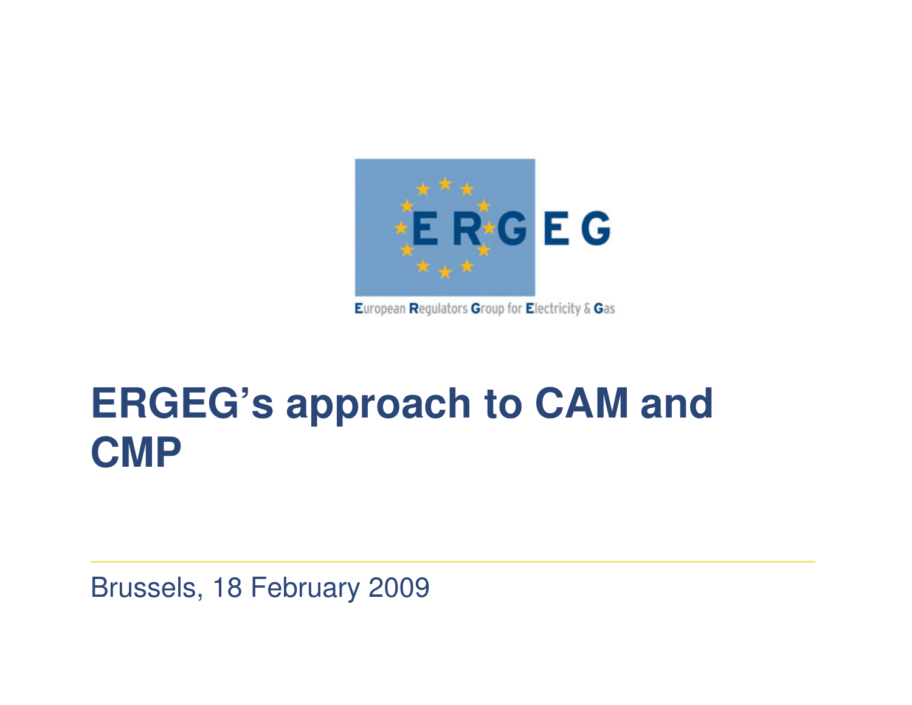ERGEG

European Regulators Group for Electricity & Gas

# ERGEG's approach to CAM and CMP

Brussels, 18 February 2009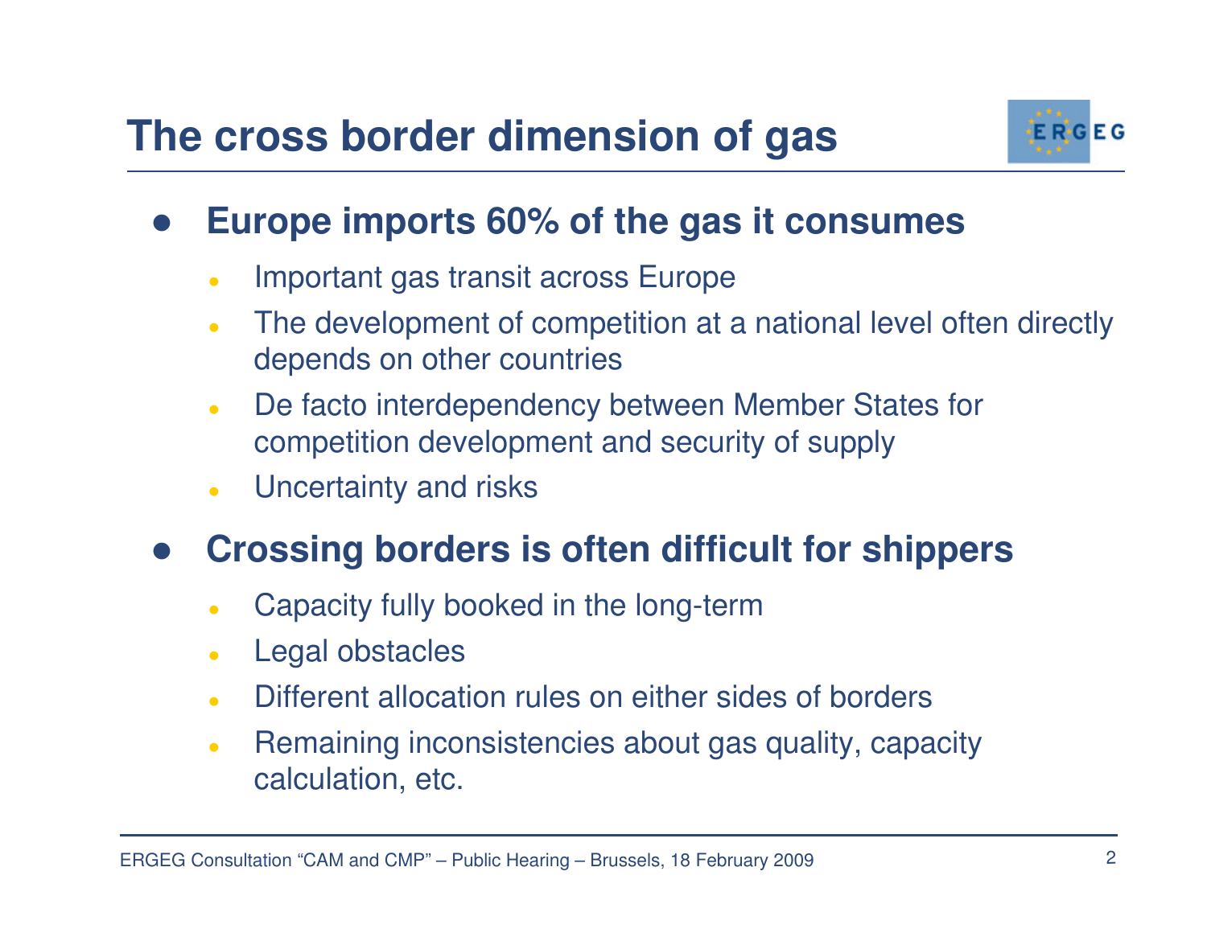# The cross border dimension of gas

- **Europe imports 60% of the gas it consumes**
  - Important gas transit across Europe
  - The development of competition at a national level often directly depends on other countries
  - De facto interdependency between Member States for competition development and security of supply
  - Uncertainty and risks

- **Crossing borders is often difficult for shippers**
  - Capacity fully booked in the long-term
  - Legal obstacles
  - Different allocation rules on either sides of borders
  - Remaining inconsistencies about gas quality, capacity calculation, etc.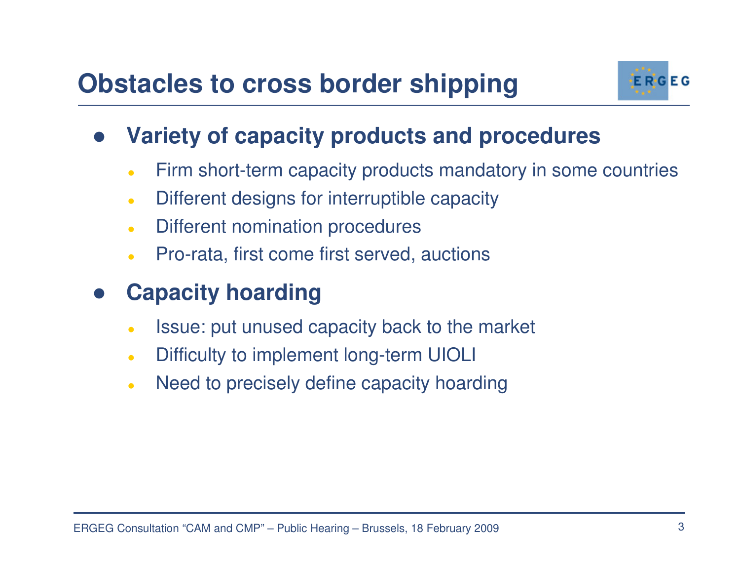# Obstacles to cross border shipping

- **Variety of capacity products and procedures**
  - Firm short-term capacity products mandatory in some countries
  - Different designs for interruptible capacity
  - Different nomination procedures
  - Pro-rata, first come first served, auctions
- **Capacity hoarding**
  - Issue: put unused capacity back to the market
  - Difficulty to implement long-term UIOLI
  - Need to precisely define capacity hoarding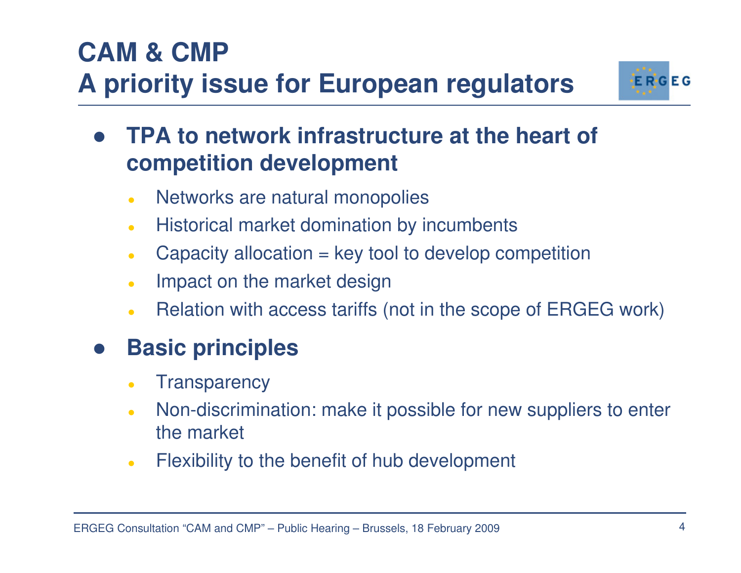# CAM & CMP
# A priority issue for European regulators

- **TPA to network infrastructure at the heart of competition development**
  - Networks are natural monopolies
  - Historical market domination by incumbents
  - Capacity allocation = key tool to develop competition
  - Impact on the market design
  - Relation with access tariffs (not in the scope of ERGEG work)
- **Basic principles**
  - Transparency
  - Non-discrimination: make it possible for new suppliers to enter the market
  - Flexibility to the benefit of hub development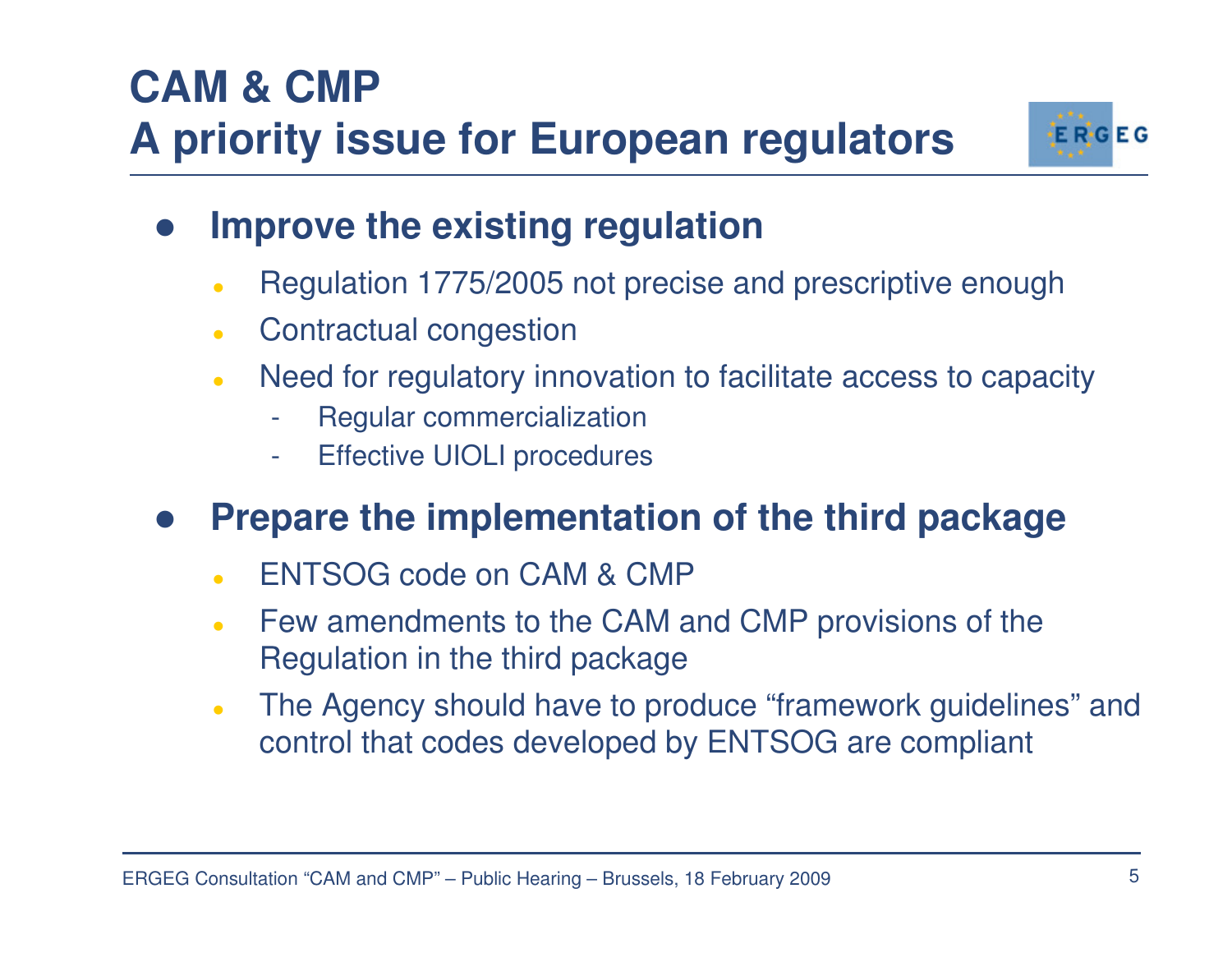# CAM & CMP
# A priority issue for European regulators

- **Improve the existing regulation**
  - Regulation 1775/2005 not precise and prescriptive enough
  - Contractual congestion
  - Need for regulatory innovation to facilitate access to capacity
    - Regular commercialization
    - Effective UIOLI procedures

- **Prepare the implementation of the third package**
  - ENTSOG code on CAM & CMP
  - Few amendments to the CAM and CMP provisions of the Regulation in the third package
  - The Agency should have to produce “framework guidelines” and control that codes developed by ENTSOG are compliant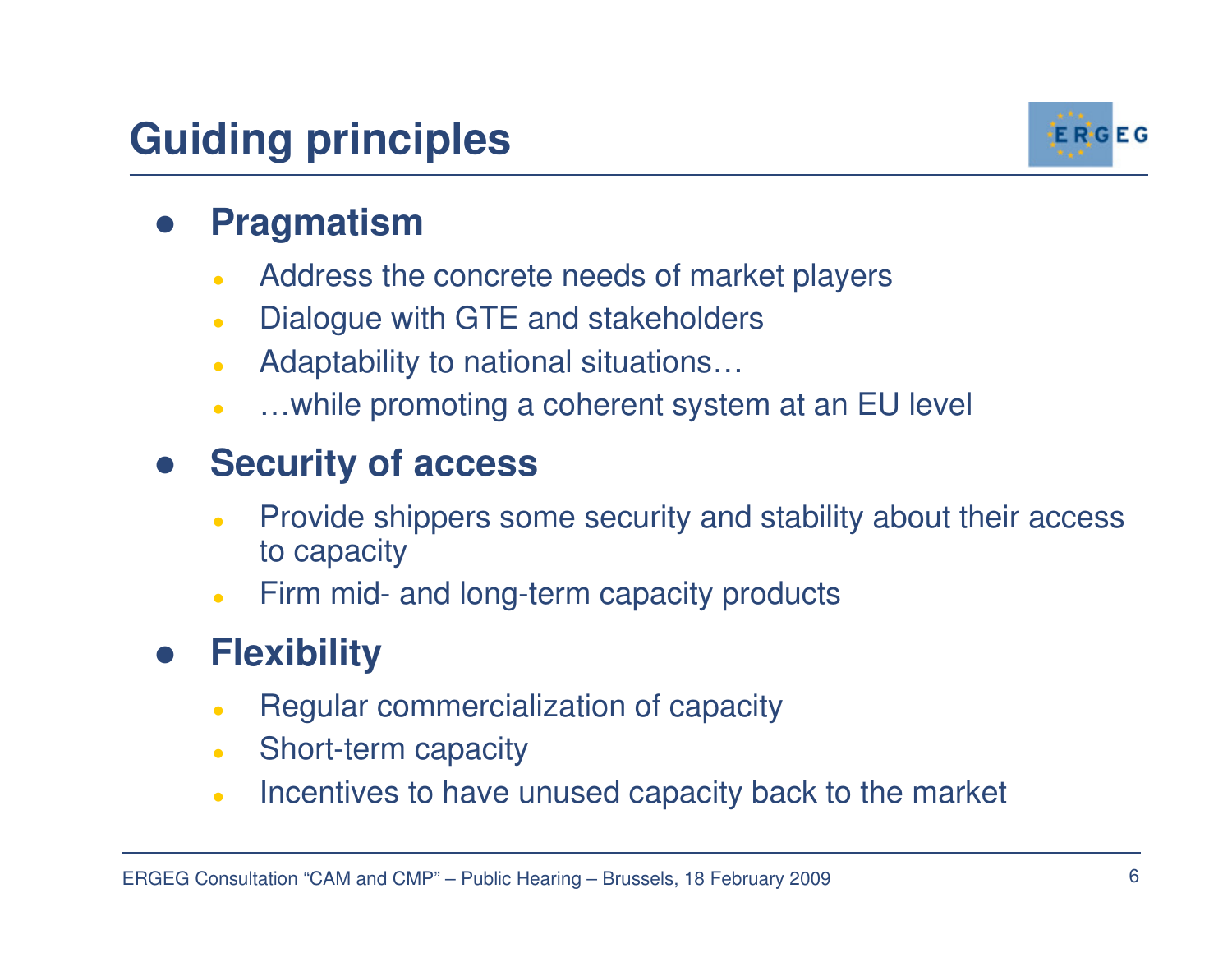# Guiding principles

- **Pragmatism**
  - Address the concrete needs of market players
  - Dialogue with GTE and stakeholders
  - Adaptability to national situations…
  - …while promoting a coherent system at an EU level
- **Security of access**
  - Provide shippers some security and stability about their access to capacity
  - Firm mid- and long-term capacity products
- **Flexibility**
  - Regular commercialization of capacity
  - Short-term capacity
  - Incentives to have unused capacity back to the market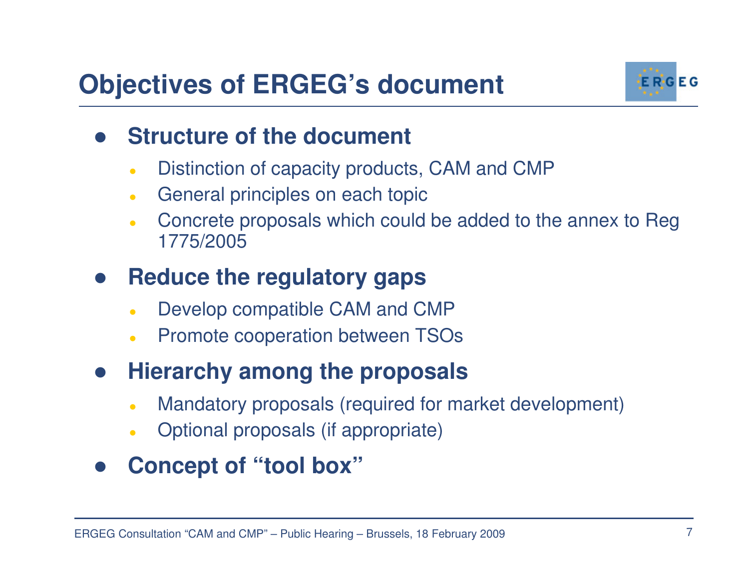# Objectives of ERGEG's document

- **Structure of the document**
  - Distinction of capacity products, CAM and CMP
  - General principles on each topic
  - Concrete proposals which could be added to the annex to Reg 1775/2005
- **Reduce the regulatory gaps**
  - Develop compatible CAM and CMP
  - Promote cooperation between TSOs
- **Hierarchy among the proposals**
  - Mandatory proposals (required for market development)
  - Optional proposals (if appropriate)
- **Concept of "tool box"**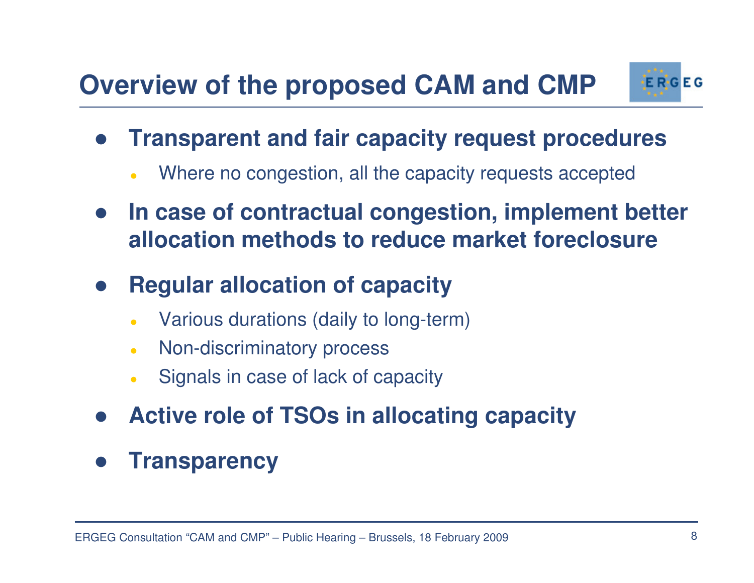# Overview of the proposed CAM and CMP

- **Transparent and fair capacity request procedures**
  - Where no congestion, all the capacity requests accepted
- **In case of contractual congestion, implement better allocation methods to reduce market foreclosure**
- **Regular allocation of capacity**
  - Various durations (daily to long-term)
  - Non-discriminatory process
  - Signals in case of lack of capacity
- **Active role of TSOs in allocating capacity**
- **Transparency**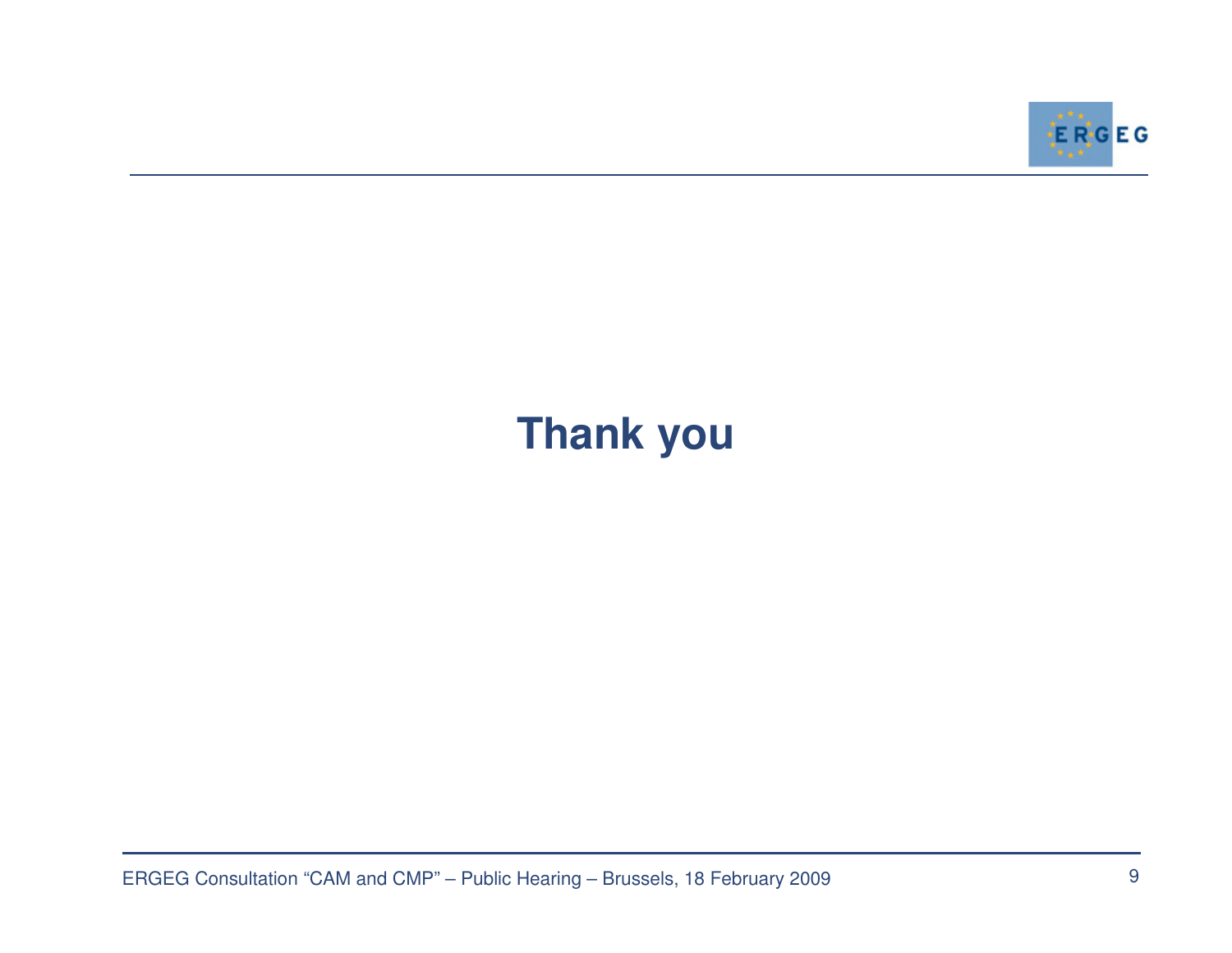**Thank you**